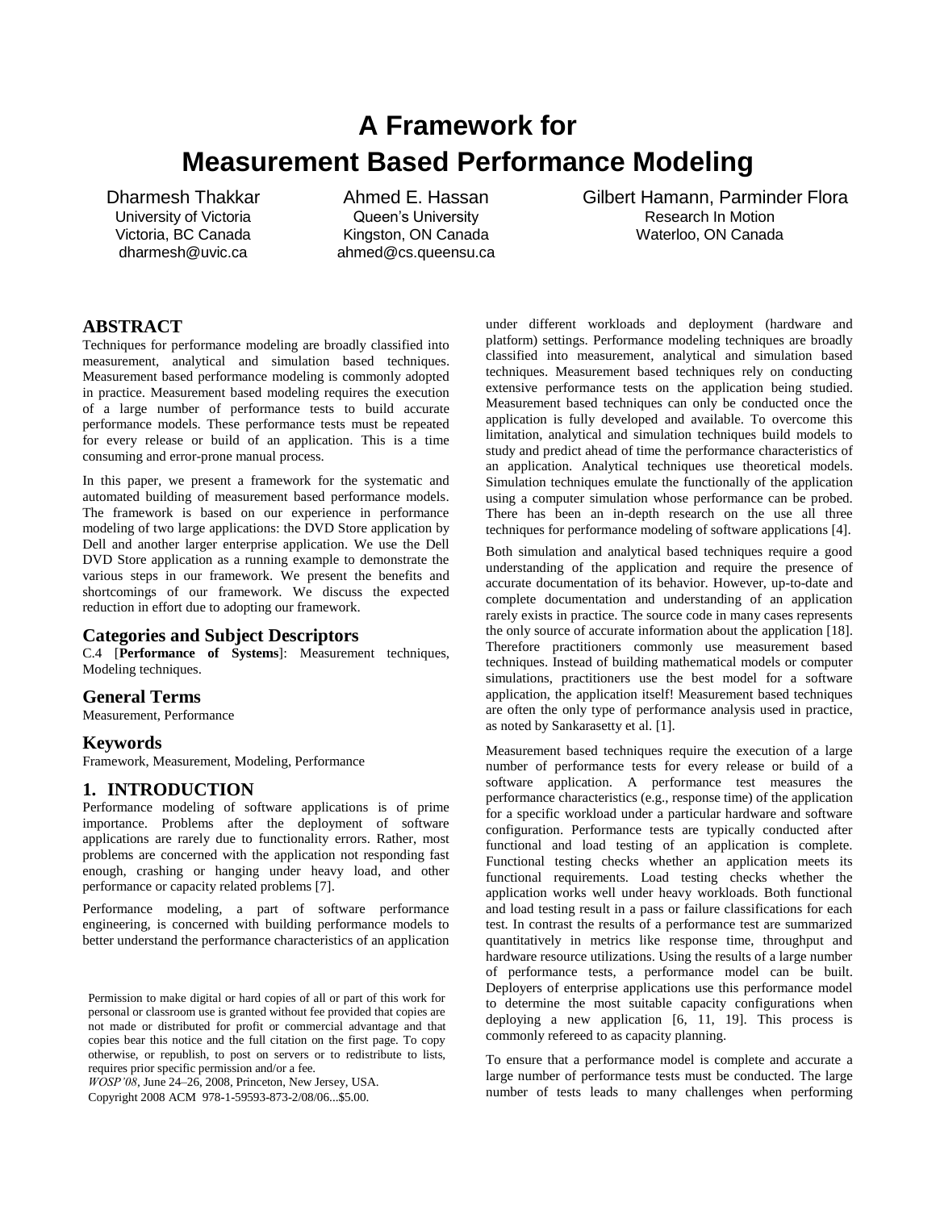# A Framework for Measurement Based Performance Modeling

Dharmesh Thakkar
University of Victoria
Victoria, BC Canada
dharmesh@uvic.ca

Ahmed E. Hassan
Queen's University
Kingston, ON Canada
ahmed@cs.queensu.ca

Gilbert Hamann, Parminder Flora
Research In Motion
Waterloo, ON Canada

## ABSTRACT

Techniques for performance modeling are broadly classified into measurement, analytical and simulation based techniques. Measurement based performance modeling is commonly adopted in practice. Measurement based modeling requires the execution of a large number of performance tests to build accurate performance models. These performance tests must be repeated for every release or build of an application. This is a time consuming and error-prone manual process.

In this paper, we present a framework for the systematic and automated building of measurement based performance models. The framework is based on our experience in performance modeling of two large applications: the DVD Store application by Dell and another larger enterprise application. We use the Dell DVD Store application as a running example to demonstrate the various steps in our framework. We present the benefits and shortcomings of our framework. We discuss the expected reduction in effort due to adopting our framework.

### Categories and Subject Descriptors

C.4 [**Performance of Systems**]: Measurement techniques, Modeling techniques.

### General Terms

Measurement, Performance

### Keywords

Framework, Measurement, Modeling, Performance

## 1. INTRODUCTION

Performance modeling of software applications is of prime importance. Problems after the deployment of software applications are rarely due to functionality errors. Rather, most problems are concerned with the application not responding fast enough, crashing or hanging under heavy load, and other performance or capacity related problems [7].

Performance modeling, a part of software performance engineering, is concerned with building performance models to better understand the performance characteristics of an application under different workloads and deployment (hardware and platform) settings. Performance modeling techniques are broadly classified into measurement, analytical and simulation based techniques. Measurement based techniques rely on conducting extensive performance tests on the application being studied. Measurement based techniques can only be conducted once the application is fully developed and available. To overcome this limitation, analytical and simulation techniques build models to study and predict ahead of time the performance characteristics of an application. Analytical techniques use theoretical models. Simulation techniques emulate the functionally of the application using a computer simulation whose performance can be probed. There has been an in-depth research on the use all three techniques for performance modeling of software applications [4].

Both simulation and analytical based techniques require a good understanding of the application and require the presence of accurate documentation of its behavior. However, up-to-date and complete documentation and understanding of an application rarely exists in practice. The source code in many cases represents the only source of accurate information about the application [18]. Therefore practitioners commonly use measurement based techniques. Instead of building mathematical models or computer simulations, practitioners use the best model for a software application, the application itself! Measurement based techniques are often the only type of performance analysis used in practice, as noted by Sankarasetty et al. [1].

Measurement based techniques require the execution of a large number of performance tests for every release or build of a software application. A performance test measures the performance characteristics (e.g., response time) of the application for a specific workload under a particular hardware and software configuration. Performance tests are typically conducted after functional and load testing of an application is complete. Functional testing checks whether an application meets its functional requirements. Load testing checks whether the application works well under heavy workloads. Both functional and load testing result in a pass or failure classifications for each test. In contrast the results of a performance test are summarized quantitatively in metrics like response time, throughput and hardware resource utilizations. Using the results of a large number of performance tests, a performance model can be built. Deployers of enterprise applications use this performance model to determine the most suitable capacity configurations when deploying a new application [6, 11, 19]. This process is commonly refereed to as capacity planning.

To ensure that a performance model is complete and accurate a large number of performance tests must be conducted. The large number of tests leads to many challenges when performing

Permission to make digital or hard copies of all or part of this work for personal or classroom use is granted without fee provided that copies are not made or distributed for profit or commercial advantage and that copies bear this notice and the full citation on the first page. To copy otherwise, or republish, to post on servers or to redistribute to lists, requires prior specific permission and/or a fee.
*WOSP'08*, June 24–26, 2008, Princeton, New Jersey, USA.
Copyright 2008 ACM 978-1-59593-873-2/08/06...$5.00.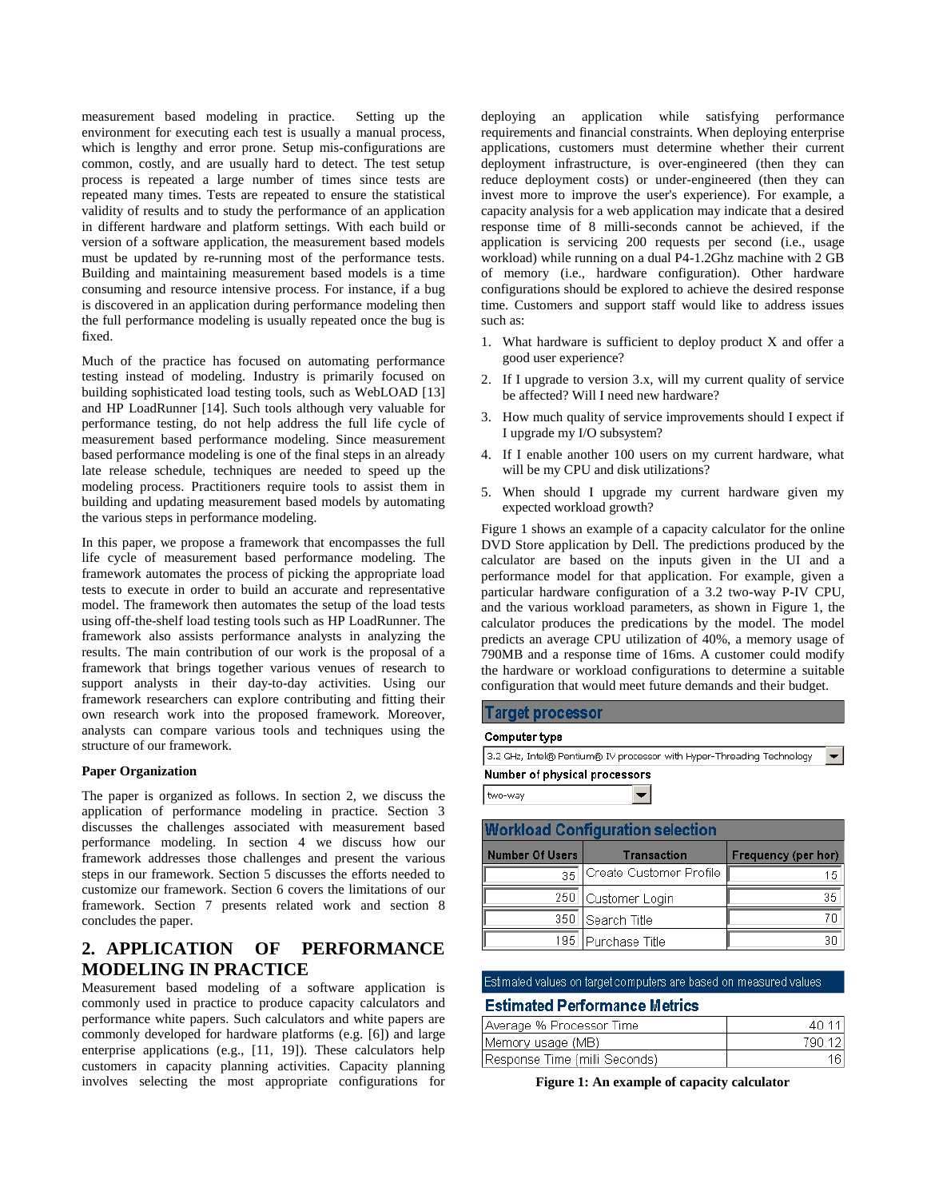measurement based modeling in practice. Setting up the environment for executing each test is usually a manual process, which is lengthy and error prone. Setup mis-configurations are common, costly, and are usually hard to detect. The test setup process is repeated a large number of times since tests are repeated many times. Tests are repeated to ensure the statistical validity of results and to study the performance of an application in different hardware and platform settings. With each build or version of a software application, the measurement based models must be updated by re-running most of the performance tests. Building and maintaining measurement based models is a time consuming and resource intensive process. For instance, if a bug is discovered in an application during performance modeling then the full performance modeling is usually repeated once the bug is fixed.

Much of the practice has focused on automating performance testing instead of modeling. Industry is primarily focused on building sophisticated load testing tools, such as WebLOAD [13] and HP LoadRunner [14]. Such tools although very valuable for performance testing, do not help address the full life cycle of measurement based performance modeling. Since measurement based performance modeling is one of the final steps in an already late release schedule, techniques are needed to speed up the modeling process. Practitioners require tools to assist them in building and updating measurement based models by automating the various steps in performance modeling.

In this paper, we propose a framework that encompasses the full life cycle of measurement based performance modeling. The framework automates the process of picking the appropriate load tests to execute in order to build an accurate and representative model. The framework then automates the setup of the load tests using off-the-shelf load testing tools such as HP LoadRunner. The framework also assists performance analysts in analyzing the results. The main contribution of our work is the proposal of a framework that brings together various venues of research to support analysts in their day-to-day activities. Using our framework researchers can explore contributing and fitting their own research work into the proposed framework. Moreover, analysts can compare various tools and techniques using the structure of our framework.

**Paper Organization**

The paper is organized as follows. In section 2, we discuss the application of performance modeling in practice. Section 3 discusses the challenges associated with measurement based performance modeling. In section 4 we discuss how our framework addresses those challenges and present the various steps in our framework. Section 5 discusses the efforts needed to customize our framework. Section 6 covers the limitations of our framework. Section 7 presents related work and section 8 concludes the paper.

## 2. APPLICATION OF PERFORMANCE MODELING IN PRACTICE

Measurement based modeling of a software application is commonly used in practice to produce capacity calculators and performance white papers. Such calculators and white papers are commonly developed for hardware platforms (e.g. [6]) and large enterprise applications (e.g., [11, 19]). These calculators help customers in capacity planning activities. Capacity planning involves selecting the most appropriate configurations for deploying an application while satisfying performance requirements and financial constraints. When deploying enterprise applications, customers must determine whether their current deployment infrastructure, is over-engineered (then they can reduce deployment costs) or under-engineered (then they can invest more to improve the user's experience). For example, a capacity analysis for a web application may indicate that a desired response time of 8 milli-seconds cannot be achieved, if the application is servicing 200 requests per second (i.e., usage workload) while running on a dual P4-1.2Ghz machine with 2 GB of memory (i.e., hardware configuration). Other hardware configurations should be explored to achieve the desired response time. Customers and support staff would like to address issues such as:

1. What hardware is sufficient to deploy product X and offer a good user experience?
2. If I upgrade to version 3.x, will my current quality of service be affected? Will I need new hardware?
3. How much quality of service improvements should I expect if I upgrade my I/O subsystem?
4. If I enable another 100 users on my current hardware, what will be my CPU and disk utilizations?
5. When should I upgrade my current hardware given my expected workload growth?

Figure 1 shows an example of a capacity calculator for the online DVD Store application by Dell. The predictions produced by the calculator are based on the inputs given in the UI and a performance model for that application. For example, given a particular hardware configuration of a 3.2 two-way P-IV CPU, and the various workload parameters, as shown in Figure 1, the calculator produces the predications by the model. The model predicts an average CPU utilization of 40%, a memory usage of 790MB and a response time of 16ms. A customer could modify the hardware or workload configurations to determine a suitable configuration that would meet future demands and their budget.

**Target processor**

Computer type: 3.2 GHz, Intel® Pentium® IV processor with Hyper-Threading Technology

Number of physical processors: two-way

**Workload Configuration selection**

| Number Of Users | Transaction | Frequency (per hor) |
|---|---|---|
| 35 | Create Customer Profile | 15 |
| 250 | Customer Login | 35 |
| 350 | Search Title | 70 |
| 195 | Purchase Title | 30 |

Estimated values on target computers are based on measured values

**Estimated Performance Metrics**

| | |
|---|---|
| Average % Processor Time | 40.11 |
| Memory usage (MB) | 790.12 |
| Response Time (milli Seconds) | 16 |

**Figure 1: An example of capacity calculator**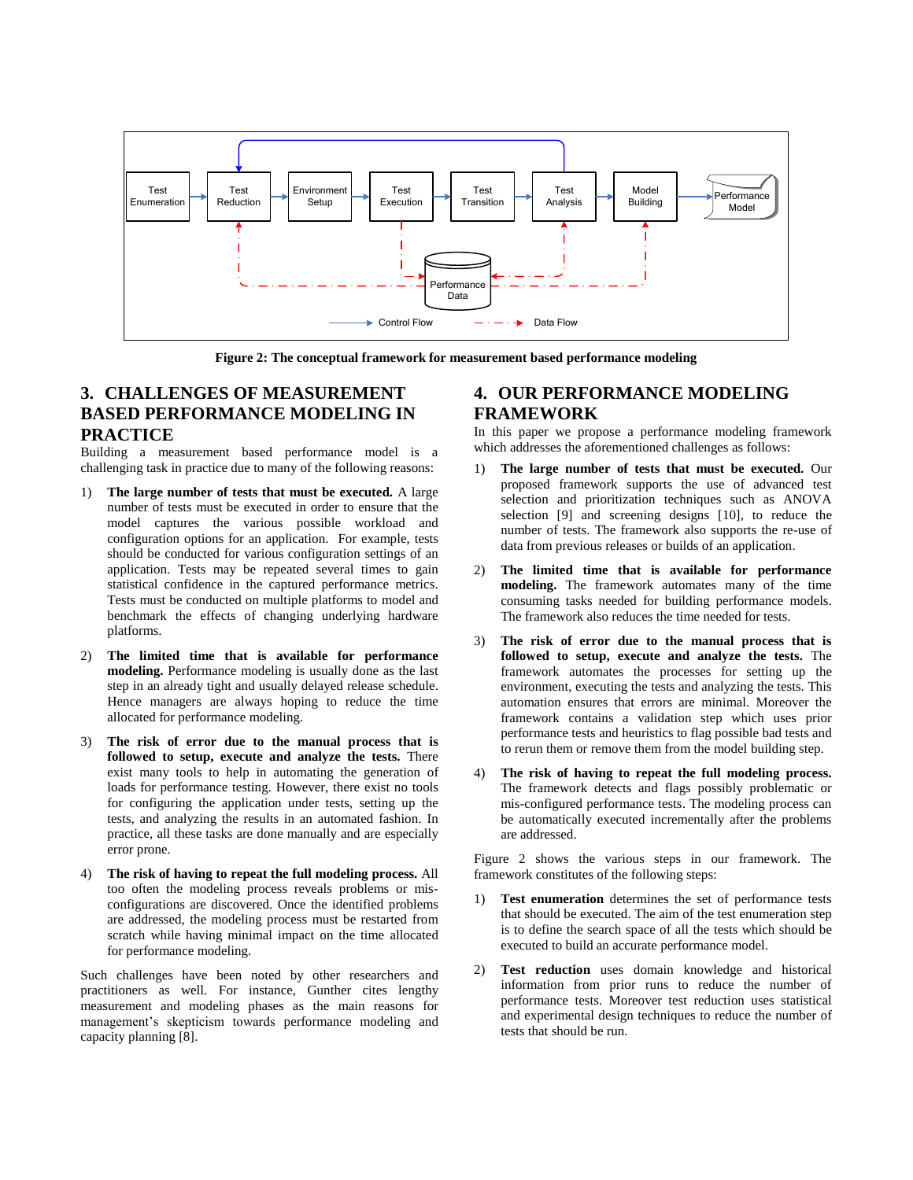Figure 2: The conceptual framework for measurement based performance modeling

## 3. CHALLENGES OF MEASUREMENT BASED PERFORMANCE MODELING IN PRACTICE

Building a measurement based performance model is a challenging task in practice due to many of the following reasons:

1) **The large number of tests that must be executed.** A large number of tests must be executed in order to ensure that the model captures the various possible workload and configuration options for an application. For example, tests should be conducted for various configuration settings of an application. Tests may be repeated several times to gain statistical confidence in the captured performance metrics. Tests must be conducted on multiple platforms to model and benchmark the effects of changing underlying hardware platforms.

2) **The limited time that is available for performance modeling.** Performance modeling is usually done as the last step in an already tight and usually delayed release schedule. Hence managers are always hoping to reduce the time allocated for performance modeling.

3) **The risk of error due to the manual process that is followed to setup, execute and analyze the tests.** There exist many tools to help in automating the generation of loads for performance testing. However, there exist no tools for configuring the application under tests, setting up the tests, and analyzing the results in an automated fashion. In practice, all these tasks are done manually and are especially error prone.

4) **The risk of having to repeat the full modeling process.** All too often the modeling process reveals problems or mis-configurations are discovered. Once the identified problems are addressed, the modeling process must be restarted from scratch while having minimal impact on the time allocated for performance modeling.

Such challenges have been noted by other researchers and practitioners as well. For instance, Gunther cites lengthy measurement and modeling phases as the main reasons for management's skepticism towards performance modeling and capacity planning [8].

## 4. OUR PERFORMANCE MODELING FRAMEWORK

In this paper we propose a performance modeling framework which addresses the aforementioned challenges as follows:

1) **The large number of tests that must be executed.** Our proposed framework supports the use of advanced test selection and prioritization techniques such as ANOVA selection [9] and screening designs [10], to reduce the number of tests. The framework also supports the re-use of data from previous releases or builds of an application.

2) **The limited time that is available for performance modeling.** The framework automates many of the time consuming tasks needed for building performance models. The framework also reduces the time needed for tests.

3) **The risk of error due to the manual process that is followed to setup, execute and analyze the tests.** The framework automates the processes for setting up the environment, executing the tests and analyzing the tests. This automation ensures that errors are minimal. Moreover the framework contains a validation step which uses prior performance tests and heuristics to flag possible bad tests and to rerun them or remove them from the model building step.

4) **The risk of having to repeat the full modeling process.** The framework detects and flags possibly problematic or mis-configured performance tests. The modeling process can be automatically executed incrementally after the problems are addressed.

Figure 2 shows the various steps in our framework. The framework constitutes of the following steps:

1) **Test enumeration** determines the set of performance tests that should be executed. The aim of the test enumeration step is to define the search space of all the tests which should be executed to build an accurate performance model.

2) **Test reduction** uses domain knowledge and historical information from prior runs to reduce the number of performance tests. Moreover test reduction uses statistical and experimental design techniques to reduce the number of tests that should be run.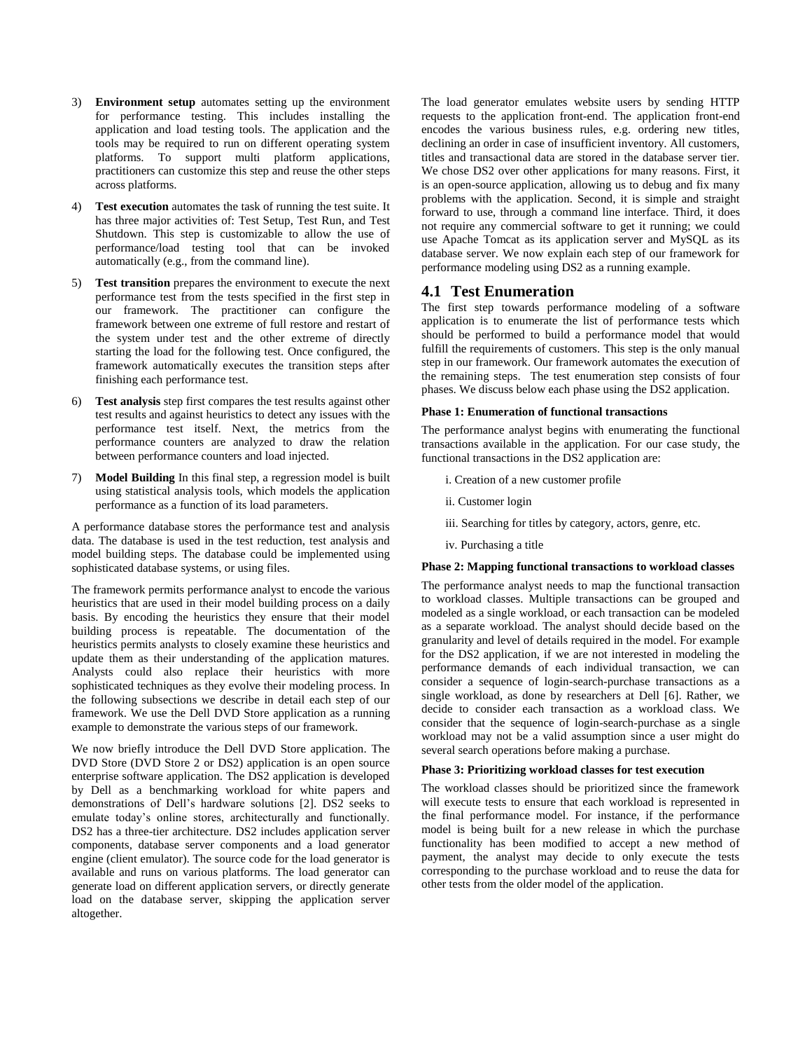3) **Environment setup** automates setting up the environment for performance testing. This includes installing the application and load testing tools. The application and the tools may be required to run on different operating system platforms. To support multi platform applications, practitioners can customize this step and reuse the other steps across platforms.

4) **Test execution** automates the task of running the test suite. It has three major activities of: Test Setup, Test Run, and Test Shutdown. This step is customizable to allow the use of performance/load testing tool that can be invoked automatically (e.g., from the command line).

5) **Test transition** prepares the environment to execute the next performance test from the tests specified in the first step in our framework. The practitioner can configure the framework between one extreme of full restore and restart of the system under test and the other extreme of directly starting the load for the following test. Once configured, the framework automatically executes the transition steps after finishing each performance test.

6) **Test analysis** step first compares the test results against other test results and against heuristics to detect any issues with the performance test itself. Next, the metrics from the performance counters are analyzed to draw the relation between performance counters and load injected.

7) **Model Building** In this final step, a regression model is built using statistical analysis tools, which models the application performance as a function of its load parameters.

A performance database stores the performance test and analysis data. The database is used in the test reduction, test analysis and model building steps. The database could be implemented using sophisticated database systems, or using files.

The framework permits performance analyst to encode the various heuristics that are used in their model building process on a daily basis. By encoding the heuristics they ensure that their model building process is repeatable. The documentation of the heuristics permits analysts to closely examine these heuristics and update them as their understanding of the application matures. Analysts could also replace their heuristics with more sophisticated techniques as they evolve their modeling process. In the following subsections we describe in detail each step of our framework. We use the Dell DVD Store application as a running example to demonstrate the various steps of our framework.

We now briefly introduce the Dell DVD Store application. The DVD Store (DVD Store 2 or DS2) application is an open source enterprise software application. The DS2 application is developed by Dell as a benchmarking workload for white papers and demonstrations of Dell's hardware solutions [2]. DS2 seeks to emulate today's online stores, architecturally and functionally. DS2 has a three-tier architecture. DS2 includes application server components, database server components and a load generator engine (client emulator). The source code for the load generator is available and runs on various platforms. The load generator can generate load on different application servers, or directly generate load on the database server, skipping the application server altogether.

The load generator emulates website users by sending HTTP requests to the application front-end. The application front-end encodes the various business rules, e.g. ordering new titles, declining an order in case of insufficient inventory. All customers, titles and transactional data are stored in the database server tier. We chose DS2 over other applications for many reasons. First, it is an open-source application, allowing us to debug and fix many problems with the application. Second, it is simple and straight forward to use, through a command line interface. Third, it does not require any commercial software to get it running; we could use Apache Tomcat as its application server and MySQL as its database server. We now explain each step of our framework for performance modeling using DS2 as a running example.

## 4.1 Test Enumeration

The first step towards performance modeling of a software application is to enumerate the list of performance tests which should be performed to build a performance model that would fulfill the requirements of customers. This step is the only manual step in our framework. Our framework automates the execution of the remaining steps. The test enumeration step consists of four phases. We discuss below each phase using the DS2 application.

#### Phase 1: Enumeration of functional transactions

The performance analyst begins with enumerating the functional transactions available in the application. For our case study, the functional transactions in the DS2 application are:

i. Creation of a new customer profile

ii. Customer login

iii. Searching for titles by category, actors, genre, etc.

iv. Purchasing a title

#### Phase 2: Mapping functional transactions to workload classes

The performance analyst needs to map the functional transaction to workload classes. Multiple transactions can be grouped and modeled as a single workload, or each transaction can be modeled as a separate workload. The analyst should decide based on the granularity and level of details required in the model. For example for the DS2 application, if we are not interested in modeling the performance demands of each individual transaction, we can consider a sequence of login-search-purchase transactions as a single workload, as done by researchers at Dell [6]. Rather, we decide to consider each transaction as a workload class. We consider that the sequence of login-search-purchase as a single workload may not be a valid assumption since a user might do several search operations before making a purchase.

#### Phase 3: Prioritizing workload classes for test execution

The workload classes should be prioritized since the framework will execute tests to ensure that each workload is represented in the final performance model. For instance, if the performance model is being built for a new release in which the purchase functionality has been modified to accept a new method of payment, the analyst may decide to only execute the tests corresponding to the purchase workload and to reuse the data for other tests from the older model of the application.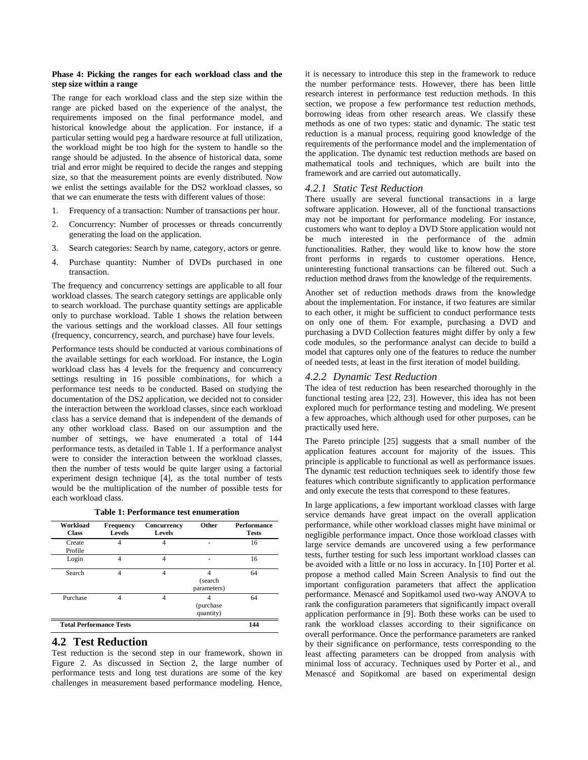**Phase 4: Picking the ranges for each workload class and the step size within a range**

The range for each workload class and the step size within the range are picked based on the experience of the analyst, the requirements imposed on the final performance model, and historical knowledge about the application. For instance, if a particular setting would peg a hardware resource at full utilization, the workload might be too high for the system to handle so the range should be adjusted. In the absence of historical data, some trial and error might be required to decide the ranges and stepping size, so that the measurement points are evenly distributed. Now we enlist the settings available for the DS2 workload classes, so that we can enumerate the tests with different values of those:

1. Frequency of a transaction: Number of transactions per hour.
2. Concurrency: Number of processes or threads concurrently generating the load on the application.
3. Search categories: Search by name, category, actors or genre.
4. Purchase quantity: Number of DVDs purchased in one transaction.

The frequency and concurrency settings are applicable to all four workload classes. The search category settings are applicable only to search workload. The purchase quantity settings are applicable only to purchase workload. Table 1 shows the relation between the various settings and the workload classes. All four settings (frequency, concurrency, search, and purchase) have four levels.

Performance tests should be conducted at various combinations of the available settings for each workload. For instance, the Login workload class has 4 levels for the frequency and concurrency settings resulting in 16 possible combinations, for which a performance test needs to be conducted. Based on studying the documentation of the DS2 application, we decided not to consider the interaction between the workload classes, since each workload class has a service demand that is independent of the demands of any other workload class. Based on our assumption and the number of settings, we have enumerated a total of 144 performance tests, as detailed in Table 1. If a performance analyst were to consider the interaction between the workload classes, then the number of tests would be quite larger using a factorial experiment design technique [4], as the total number of tests would be the multiplication of the number of possible tests for each workload class.

**Table 1: Performance test enumeration**

| Workload Class | Frequency Levels | Concurrency Levels | Other | Performance Tests |
|---|---|---|---|---|
| Create Profile | 4 | 4 | - | 16 |
| Login | 4 | 4 | - | 16 |
| Search | 4 | 4 | 4 (search parameters) | 64 |
| Purchase | 4 | 4 | 4 (purchase quantity) | 64 |
| **Total Performance Tests** | | | | **144** |

## 4.2 Test Reduction

Test reduction is the second step in our framework, shown in Figure 2. As discussed in Section 2, the large number of performance tests and long test durations are some of the key challenges in measurement based performance modeling. Hence, it is necessary to introduce this step in the framework to reduce the number performance tests. However, there has been little research interest in performance test reduction methods. In this section, we propose a few performance test reduction methods, borrowing ideas from other research areas. We classify these methods as one of two types: static and dynamic. The static test reduction is a manual process, requiring good knowledge of the requirements of the performance model and the implementation of the application. The dynamic test reduction methods are based on mathematical tools and techniques, which are built into the framework and are carried out automatically.

### *4.2.1 Static Test Reduction*

There usually are several functional transactions in a large software application. However, all of the functional transactions may not be important for performance modeling. For instance, customers who want to deploy a DVD Store application would not be much interested in the performance of the admin functionalities. Rather, they would like to know how the store front performs in regards to customer operations. Hence, uninteresting functional transactions can be filtered out. Such a reduction method draws from the knowledge of the requirements.

Another set of reduction methods draws from the knowledge about the implementation. For instance, if two features are similar to each other, it might be sufficient to conduct performance tests on only one of them. For example, purchasing a DVD and purchasing a DVD Collection features might differ by only a few code modules, so the performance analyst can decide to build a model that captures only one of the features to reduce the number of needed tests, at least in the first iteration of model building.

### *4.2.2 Dynamic Test Reduction*

The idea of test reduction has been researched thoroughly in the functional testing area [22, 23]. However, this idea has not been explored much for performance testing and modeling. We present a few approaches, which although used for other purposes, can be practically used here.

The Pareto principle [25] suggests that a small number of the application features account for majority of the issues. This principle is applicable to functional as well as performance issues. The dynamic test reduction techniques seek to identify those few features which contribute significantly to application performance and only execute the tests that correspond to these features.

In large applications, a few important workload classes with large service demands have great impact on the overall application performance, while other workload classes might have minimal or negligible performance impact. Once those workload classes with large service demands are uncovered using a few performance tests, further testing for such less important workload classes can be avoided with a little or no loss in accuracy. In [10] Porter et al. propose a method called Main Screen Analysis to find out the important configuration parameters that affect the application performance. Menascé and Sopitkamol used two-way ANOVA to rank the configuration parameters that significantly impact overall application performance in [9]. Both these works can be used to rank the workload classes according to their significance on overall performance. Once the performance parameters are ranked by their significance on performance, tests corresponding to the least affecting parameters can be dropped from analysis with minimal loss of accuracy. Techniques used by Porter et al., and Menascé and Sopitkomal are based on experimental design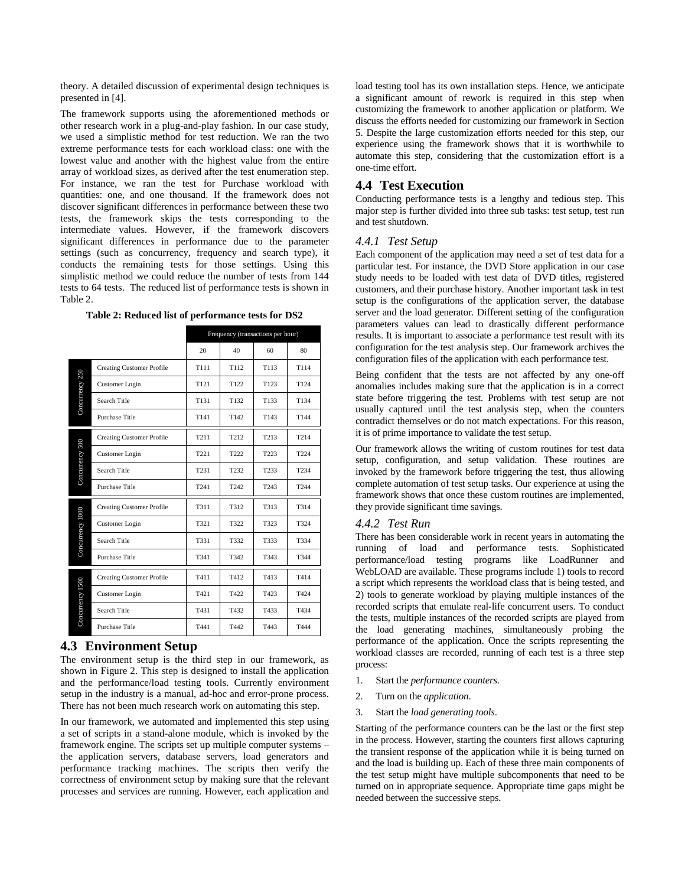theory. A detailed discussion of experimental design techniques is presented in [4].

The framework supports using the aforementioned methods or other research work in a plug-and-play fashion. In our case study, we used a simplistic method for test reduction. We ran the two extreme performance tests for each workload class: one with the lowest value and another with the highest value from the entire array of workload sizes, as derived after the test enumeration step. For instance, we ran the test for Purchase workload with quantities: one, and one thousand. If the framework does not discover significant differences in performance between these two tests, the framework skips the tests corresponding to the intermediate values. However, if the framework discovers significant differences in performance due to the parameter settings (such as concurrency, frequency and search type), it conducts the remaining tests for those settings. Using this simplistic method we could reduce the number of tests from 144 tests to 64 tests. The reduced list of performance tests is shown in Table 2.

**Table 2: Reduced list of performance tests for DS2**

| | | Frequency (transactions per hour) | | | |
|---|---|---|---|---|---|
| | | 20 | 40 | 60 | 80 |
| Concurrency 250 | Creating Customer Profile | T111 | T112 | T113 | T114 |
| | Customer Login | T121 | T122 | T123 | T124 |
| | Search Title | T131 | T132 | T133 | T134 |
| | Purchase Title | T141 | T142 | T143 | T144 |
| Concurrency 500 | Creating Customer Profile | T211 | T212 | T213 | T214 |
| | Customer Login | T221 | T222 | T223 | T224 |
| | Search Title | T231 | T232 | T233 | T234 |
| | Purchase Title | T241 | T242 | T243 | T244 |
| Concurrency 1000 | Creating Customer Profile | T311 | T312 | T313 | T314 |
| | Customer Login | T321 | T322 | T323 | T324 |
| | Search Title | T331 | T332 | T333 | T334 |
| | Purchase Title | T341 | T342 | T343 | T344 |
| Concurrency 1500 | Creating Customer Profile | T411 | T412 | T413 | T414 |
| | Customer Login | T421 | T422 | T423 | T424 |
| | Search Title | T431 | T432 | T433 | T434 |
| | Purchase Title | T441 | T442 | T443 | T444 |

## 4.3 Environment Setup

The environment setup is the third step in our framework, as shown in Figure 2. This step is designed to install the application and the performance/load testing tools. Currently environment setup in the industry is a manual, ad-hoc and error-prone process. There has not been much research work on automating this step.

In our framework, we automated and implemented this step using a set of scripts in a stand-alone module, which is invoked by the framework engine. The scripts set up multiple computer systems – the application servers, database servers, load generators and performance tracking machines. The scripts then verify the correctness of environment setup by making sure that the relevant processes and services are running. However, each application and load testing tool has its own installation steps. Hence, we anticipate a significant amount of rework is required in this step when customizing the framework to another application or platform. We discuss the efforts needed for customizing our framework in Section 5. Despite the large customization efforts needed for this step, our experience using the framework shows that it is worthwhile to automate this step, considering that the customization effort is a one-time effort.

## 4.4 Test Execution

Conducting performance tests is a lengthy and tedious step. This major step is further divided into three sub tasks: test setup, test run and test shutdown.

### *4.4.1 Test Setup*

Each component of the application may need a set of test data for a particular test. For instance, the DVD Store application in our case study needs to be loaded with test data of DVD titles, registered customers, and their purchase history. Another important task in test setup is the configurations of the application server, the database server and the load generator. Different setting of the configuration parameters values can lead to drastically different performance results. It is important to associate a performance test result with its configuration for the test analysis step. Our framework archives the configuration files of the application with each performance test.

Being confident that the tests are not affected by any one-off anomalies includes making sure that the application is in a correct state before triggering the test. Problems with test setup are not usually captured until the test analysis step, when the counters contradict themselves or do not match expectations. For this reason, it is of prime importance to validate the test setup.

Our framework allows the writing of custom routines for test data setup, configuration, and setup validation. These routines are invoked by the framework before triggering the test, thus allowing complete automation of test setup tasks. Our experience at using the framework shows that once these custom routines are implemented, they provide significant time savings.

### *4.4.2 Test Run*

There has been considerable work in recent years in automating the running of load and performance tests. Sophisticated performance/load testing programs like LoadRunner and WebLOAD are available. These programs include 1) tools to record a script which represents the workload class that is being tested, and 2) tools to generate workload by playing multiple instances of the recorded scripts that emulate real-life concurrent users. To conduct the tests, multiple instances of the recorded scripts are played from the load generating machines, simultaneously probing the performance of the application. Once the scripts representing the workload classes are recorded, running of each test is a three step process:

1. Start the *performance counters*.
2. Turn on the *application*.
3. Start the *load generating tools*.

Starting of the performance counters can be the last or the first step in the process. However, starting the counters first allows capturing the transient response of the application while it is being turned on and the load is building up. Each of these three main components of the test setup might have multiple subcomponents that need to be turned on in appropriate sequence. Appropriate time gaps might be needed between the successive steps.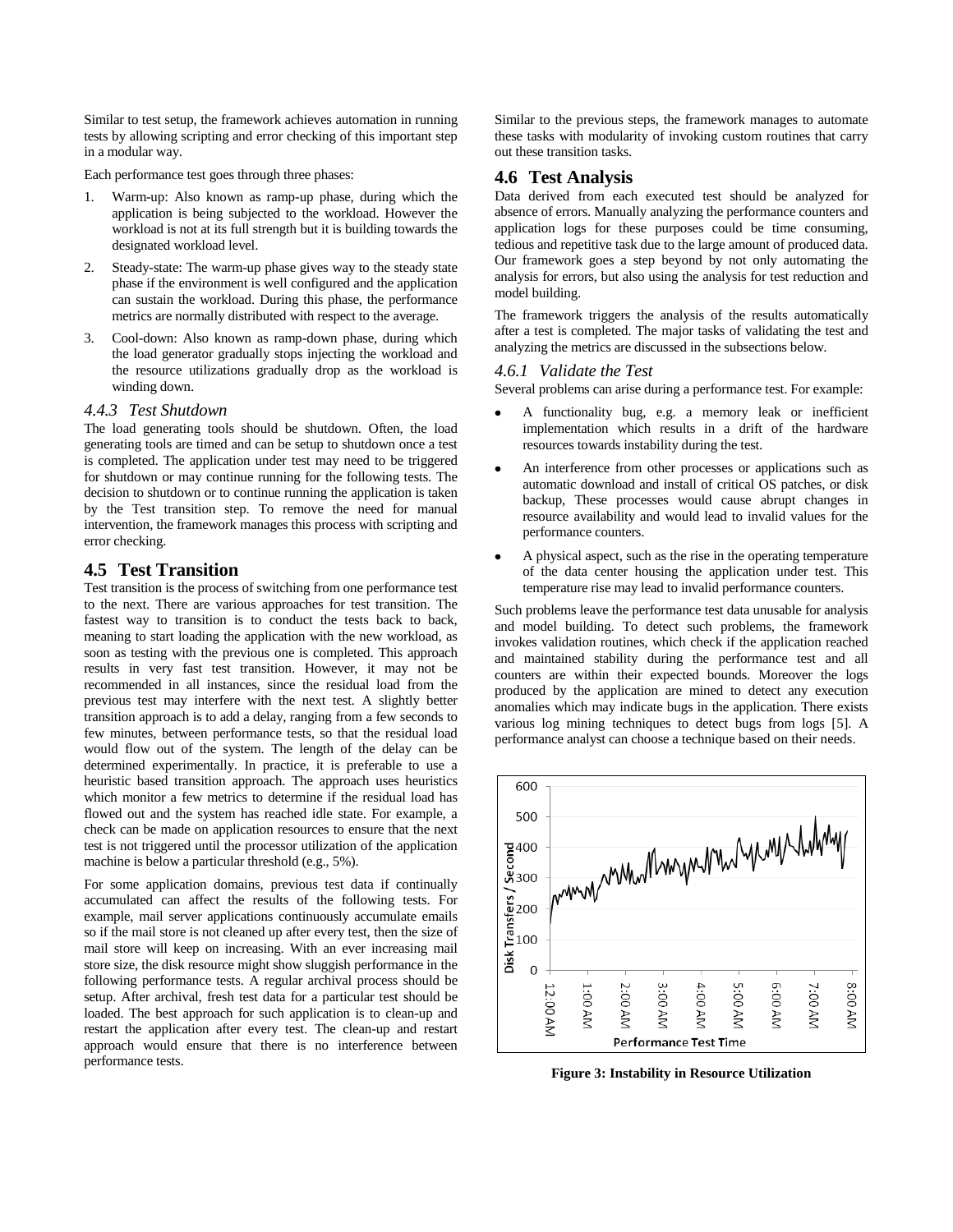Similar to test setup, the framework achieves automation in running tests by allowing scripting and error checking of this important step in a modular way.

Each performance test goes through three phases:

1. Warm-up: Also known as ramp-up phase, during which the application is being subjected to the workload. However the workload is not at its full strength but it is building towards the designated workload level.
2. Steady-state: The warm-up phase gives way to the steady state phase if the environment is well configured and the application can sustain the workload. During this phase, the performance metrics are normally distributed with respect to the average.
3. Cool-down: Also known as ramp-down phase, during which the load generator gradually stops injecting the workload and the resource utilizations gradually drop as the workload is winding down.

#### *4.4.3 Test Shutdown*

The load generating tools should be shutdown. Often, the load generating tools are timed and can be setup to shutdown once a test is completed. The application under test may need to be triggered for shutdown or may continue running for the following tests. The decision to shutdown or to continue running the application is taken by the Test transition step. To remove the need for manual intervention, the framework manages this process with scripting and error checking.

## 4.5 Test Transition

Test transition is the process of switching from one performance test to the next. There are various approaches for test transition. The fastest way to transition is to conduct the tests back to back, meaning to start loading the application with the new workload, as soon as testing with the previous one is completed. This approach results in very fast test transition. However, it may not be recommended in all instances, since the residual load from the previous test may interfere with the next test. A slightly better transition approach is to add a delay, ranging from a few seconds to few minutes, between performance tests, so that the residual load would flow out of the system. The length of the delay can be determined experimentally. In practice, it is preferable to use a heuristic based transition approach. The approach uses heuristics which monitor a few metrics to determine if the residual load has flowed out and the system has reached idle state. For example, a check can be made on application resources to ensure that the next test is not triggered until the processor utilization of the application machine is below a particular threshold (e.g., 5%).

For some application domains, previous test data if continually accumulated can affect the results of the following tests. For example, mail server applications continuously accumulate emails so if the mail store is not cleaned up after every test, then the size of mail store will keep on increasing. With an ever increasing mail store size, the disk resource might show sluggish performance in the following performance tests. A regular archival process should be setup. After archival, fresh test data for a particular test should be loaded. The best approach for such application is to clean-up and restart the application after every test. The clean-up and restart approach would ensure that there is no interference between performance tests.

Similar to the previous steps, the framework manages to automate these tasks with modularity of invoking custom routines that carry out these transition tasks.

## 4.6 Test Analysis

Data derived from each executed test should be analyzed for absence of errors. Manually analyzing the performance counters and application logs for these purposes could be time consuming, tedious and repetitive task due to the large amount of produced data. Our framework goes a step beyond by not only automating the analysis for errors, but also using the analysis for test reduction and model building.

The framework triggers the analysis of the results automatically after a test is completed. The major tasks of validating the test and analyzing the metrics are discussed in the subsections below.

#### *4.6.1 Validate the Test*

Several problems can arise during a performance test. For example:

- A functionality bug, e.g. a memory leak or inefficient implementation which results in a drift of the hardware resources towards instability during the test.
- An interference from other processes or applications such as automatic download and install of critical OS patches, or disk backup, These processes would cause abrupt changes in resource availability and would lead to invalid values for the performance counters.
- A physical aspect, such as the rise in the operating temperature of the data center housing the application under test. This temperature rise may lead to invalid performance counters.

Such problems leave the performance test data unusable for analysis and model building. To detect such problems, the framework invokes validation routines, which check if the application reached and maintained stability during the performance test and all counters are within their expected bounds. Moreover the logs produced by the application are mined to detect any execution anomalies which may indicate bugs in the application. There exists various log mining techniques to detect bugs from logs [5]. A performance analyst can choose a technique based on their needs.

Disk Transfers / Second
600
500
400
300
200
100
0
12:00 AM
1:00 AM
2:00 AM
3:00 AM
4:00 AM
5:00 AM
6:00 AM
7:00 AM
8:00 AM
Performance Test Time

**Figure 3: Instability in Resource Utilization**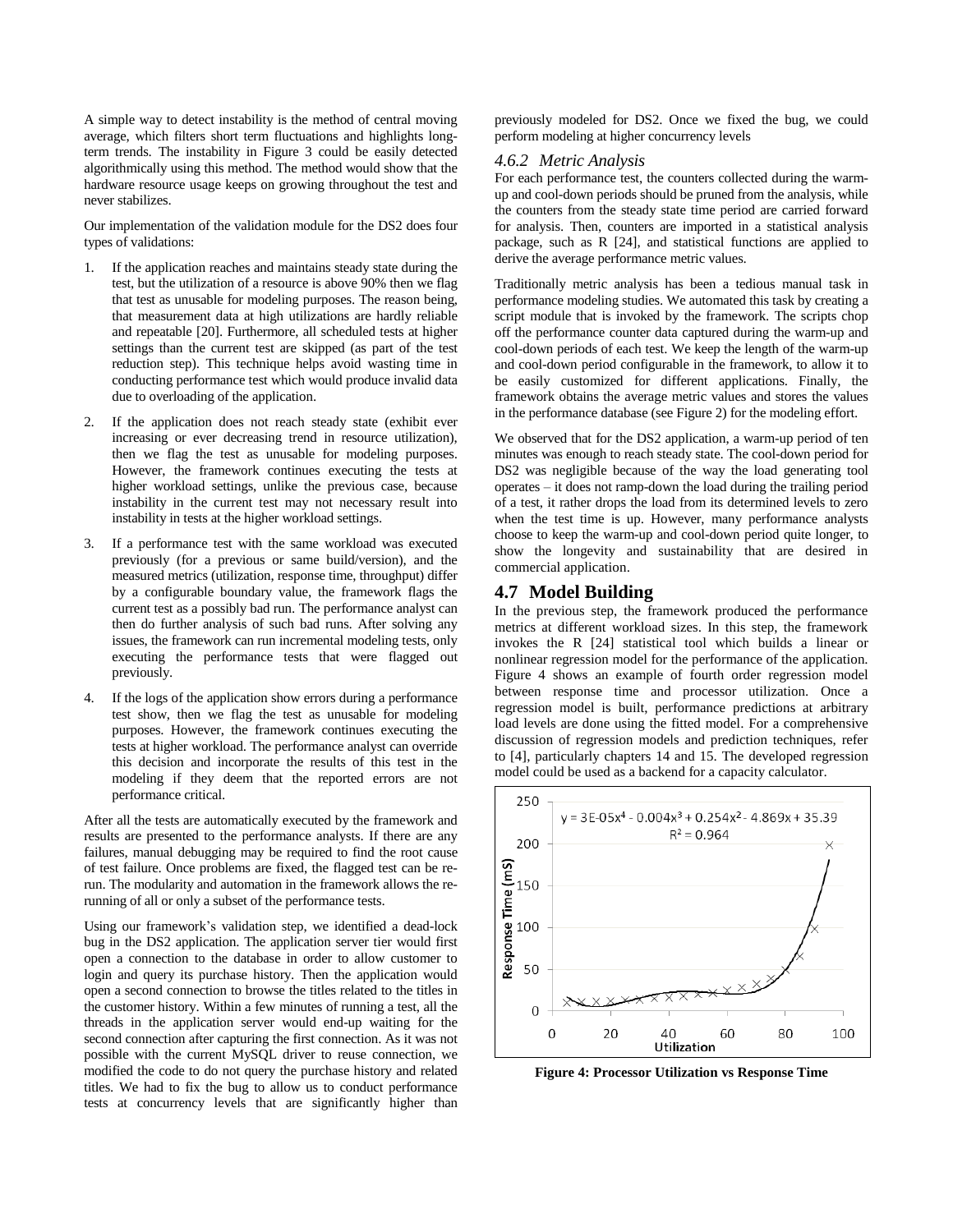A simple way to detect instability is the method of central moving average, which filters short term fluctuations and highlights long-term trends. The instability in Figure 3 could be easily detected algorithmically using this method. The method would show that the hardware resource usage keeps on growing throughout the test and never stabilizes.

Our implementation of the validation module for the DS2 does four types of validations:

1. If the application reaches and maintains steady state during the test, but the utilization of a resource is above 90% then we flag that test as unusable for modeling purposes. The reason being, that measurement data at high utilizations are hardly reliable and repeatable [20]. Furthermore, all scheduled tests at higher settings than the current test are skipped (as part of the test reduction step). This technique helps avoid wasting time in conducting performance test which would produce invalid data due to overloading of the application.
2. If the application does not reach steady state (exhibit ever increasing or ever decreasing trend in resource utilization), then we flag the test as unusable for modeling purposes. However, the framework continues executing the tests at higher workload settings, unlike the previous case, because instability in the current test may not necessary result into instability in tests at the higher workload settings.
3. If a performance test with the same workload was executed previously (for a previous or same build/version), and the measured metrics (utilization, response time, throughput) differ by a configurable boundary value, the framework flags the current test as a possibly bad run. The performance analyst can then do further analysis of such bad runs. After solving any issues, the framework can run incremental modeling tests, only executing the performance tests that were flagged out previously.
4. If the logs of the application show errors during a performance test show, then we flag the test as unusable for modeling purposes. However, the framework continues executing the tests at higher workload. The performance analyst can override this decision and incorporate the results of this test in the modeling if they deem that the reported errors are not performance critical.

After all the tests are automatically executed by the framework and results are presented to the performance analysts. If there are any failures, manual debugging may be required to find the root cause of test failure. Once problems are fixed, the flagged test can be re-run. The modularity and automation in the framework allows the re-running of all or only a subset of the performance tests.

Using our framework's validation step, we identified a dead-lock bug in the DS2 application. The application server tier would first open a connection to the database in order to allow customer to login and query its purchase history. Then the application would open a second connection to browse the titles related to the titles in the customer history. Within a few minutes of running a test, all the threads in the application server would end-up waiting for the second connection after capturing the first connection. As it was not possible with the current MySQL driver to reuse connection, we modified the code to do not query the purchase history and related titles. We had to fix the bug to allow us to conduct performance tests at concurrency levels that are significantly higher than previously modeled for DS2. Once we fixed the bug, we could perform modeling at higher concurrency levels

### *4.6.2 Metric Analysis*

For each performance test, the counters collected during the warm-up and cool-down periods should be pruned from the analysis, while the counters from the steady state time period are carried forward for analysis. Then, counters are imported in a statistical analysis package, such as R [24], and statistical functions are applied to derive the average performance metric values.

Traditionally metric analysis has been a tedious manual task in performance modeling studies. We automated this task by creating a script module that is invoked by the framework. The scripts chop off the performance counter data captured during the warm-up and cool-down periods of each test. We keep the length of the warm-up and cool-down period configurable in the framework, to allow it to be easily customized for different applications. Finally, the framework obtains the average metric values and stores the values in the performance database (see Figure 2) for the modeling effort.

We observed that for the DS2 application, a warm-up period of ten minutes was enough to reach steady state. The cool-down period for DS2 was negligible because of the way the load generating tool operates – it does not ramp-down the load during the trailing period of a test, it rather drops the load from its determined levels to zero when the test time is up. However, many performance analysts choose to keep the warm-up and cool-down period quite longer, to show the longevity and sustainability that are desired in commercial application.

## **4.7 Model Building**

In the previous step, the framework produced the performance metrics at different workload sizes. In this step, the framework invokes the R [24] statistical tool which builds a linear or nonlinear regression model for the performance of the application. Figure 4 shows an example of fourth order regression model between response time and processor utilization. Once a regression model is built, performance predictions at arbitrary load levels are done using the fitted model. For a comprehensive discussion of regression models and prediction techniques, refer to [4], particularly chapters 14 and 15. The developed regression model could be used as a backend for a capacity calculator.

$y = 3E\text{-}05x^4 - 0.004x^3 + 0.254x^2 - 4.869x + 35.39$
$R^2 = 0.964$

**Figure 4: Processor Utilization vs Response Time**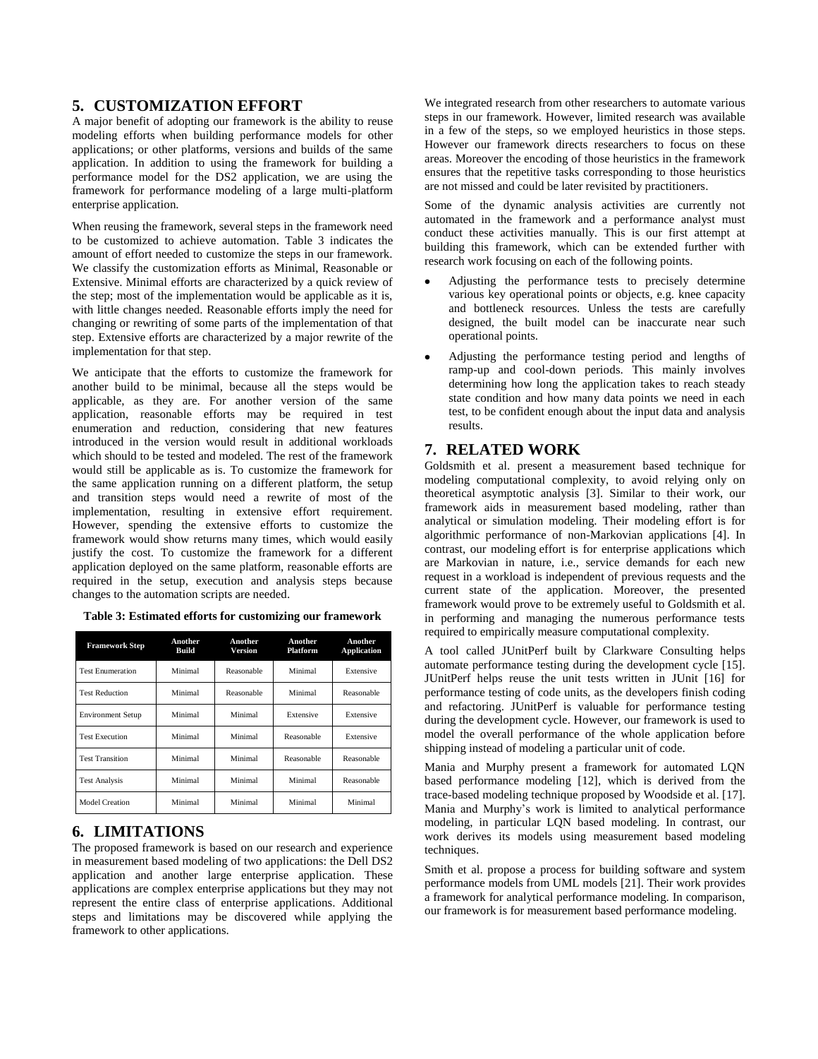## 5. CUSTOMIZATION EFFORT

A major benefit of adopting our framework is the ability to reuse modeling efforts when building performance models for other applications; or other platforms, versions and builds of the same application. In addition to using the framework for building a performance model for the DS2 application, we are using the framework for performance modeling of a large multi-platform enterprise application.

When reusing the framework, several steps in the framework need to be customized to achieve automation. Table 3 indicates the amount of effort needed to customize the steps in our framework. We classify the customization efforts as Minimal, Reasonable or Extensive. Minimal efforts are characterized by a quick review of the step; most of the implementation would be applicable as it is, with little changes needed. Reasonable efforts imply the need for changing or rewriting of some parts of the implementation of that step. Extensive efforts are characterized by a major rewrite of the implementation for that step.

We anticipate that the efforts to customize the framework for another build to be minimal, because all the steps would be applicable, as they are. For another version of the same application, reasonable efforts may be required in test enumeration and reduction, considering that new features introduced in the version would result in additional workloads which should to be tested and modeled. The rest of the framework would still be applicable as is. To customize the framework for the same application running on a different platform, the setup and transition steps would need a rewrite of most of the implementation, resulting in extensive effort requirement. However, spending the extensive efforts to customize the framework would show returns many times, which would easily justify the cost. To customize the framework for a different application deployed on the same platform, reasonable efforts are required in the setup, execution and analysis steps because changes to the automation scripts are needed.

**Table 3: Estimated efforts for customizing our framework**

| Framework Step | Another Build | Another Version | Another Platform | Another Application |
|---|---|---|---|---|
| Test Enumeration | Minimal | Reasonable | Minimal | Extensive |
| Test Reduction | Minimal | Reasonable | Minimal | Reasonable |
| Environment Setup | Minimal | Minimal | Extensive | Extensive |
| Test Execution | Minimal | Minimal | Reasonable | Extensive |
| Test Transition | Minimal | Minimal | Reasonable | Reasonable |
| Test Analysis | Minimal | Minimal | Minimal | Reasonable |
| Model Creation | Minimal | Minimal | Minimal | Minimal |

## 6. LIMITATIONS

The proposed framework is based on our research and experience in measurement based modeling of two applications: the Dell DS2 application and another large enterprise application. These applications are complex enterprise applications but they may not represent the entire class of enterprise applications. Additional steps and limitations may be discovered while applying the framework to other applications.

We integrated research from other researchers to automate various steps in our framework. However, limited research was available in a few of the steps, so we employed heuristics in those steps. However our framework directs researchers to focus on these areas. Moreover the encoding of those heuristics in the framework ensures that the repetitive tasks corresponding to those heuristics are not missed and could be later revisited by practitioners.

Some of the dynamic analysis activities are currently not automated in the framework and a performance analyst must conduct these activities manually. This is our first attempt at building this framework, which can be extended further with research work focusing on each of the following points.

- Adjusting the performance tests to precisely determine various key operational points or objects, e.g. knee capacity and bottleneck resources. Unless the tests are carefully designed, the built model can be inaccurate near such operational points.
- Adjusting the performance testing period and lengths of ramp-up and cool-down periods. This mainly involves determining how long the application takes to reach steady state condition and how many data points we need in each test, to be confident enough about the input data and analysis results.

## 7. RELATED WORK

Goldsmith et al. present a measurement based technique for modeling computational complexity, to avoid relying only on theoretical asymptotic analysis [3]. Similar to their work, our framework aids in measurement based modeling, rather than analytical or simulation modeling. Their modeling effort is for algorithmic performance of non-Markovian applications [4]. In contrast, our modeling effort is for enterprise applications which are Markovian in nature, i.e., service demands for each new request in a workload is independent of previous requests and the current state of the application. Moreover, the presented framework would prove to be extremely useful to Goldsmith et al. in performing and managing the numerous performance tests required to empirically measure computational complexity.

A tool called JUnitPerf built by Clarkware Consulting helps automate performance testing during the development cycle [15]. JUnitPerf helps reuse the unit tests written in JUnit [16] for performance testing of code units, as the developers finish coding and refactoring. JUnitPerf is valuable for performance testing during the development cycle. However, our framework is used to model the overall performance of the whole application before shipping instead of modeling a particular unit of code.

Mania and Murphy present a framework for automated LQN based performance modeling [12], which is derived from the trace-based modeling technique proposed by Woodside et al. [17]. Mania and Murphy's work is limited to analytical performance modeling, in particular LQN based modeling. In contrast, our work derives its models using measurement based modeling techniques.

Smith et al. propose a process for building software and system performance models from UML models [21]. Their work provides a framework for analytical performance modeling. In comparison, our framework is for measurement based performance modeling.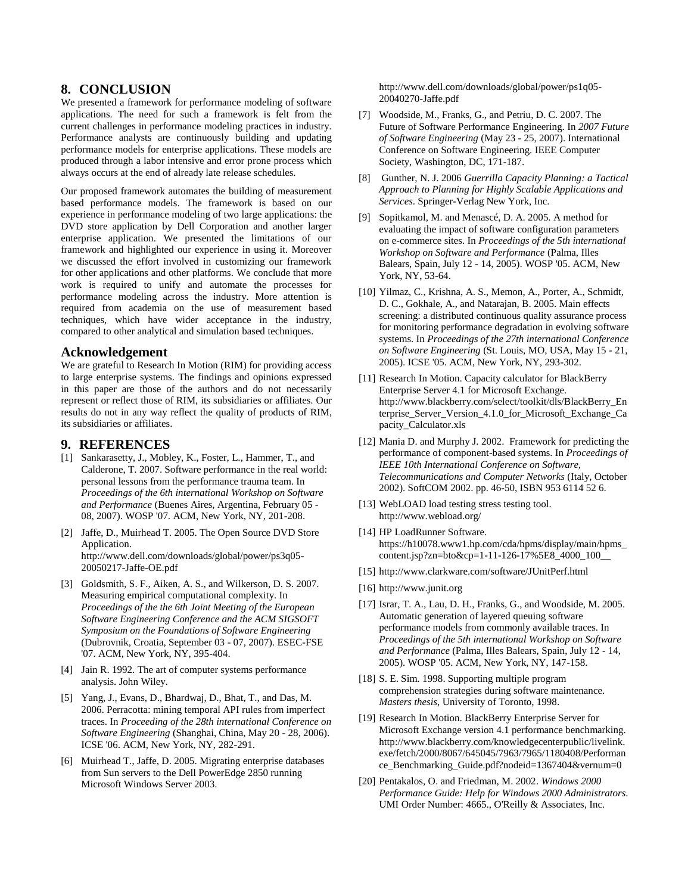## 8. CONCLUSION

We presented a framework for performance modeling of software applications. The need for such a framework is felt from the current challenges in performance modeling practices in industry. Performance analysts are continuously building and updating performance models for enterprise applications. These models are produced through a labor intensive and error prone process which always occurs at the end of already late release schedules.

Our proposed framework automates the building of measurement based performance models. The framework is based on our experience in performance modeling of two large applications: the DVD store application by Dell Corporation and another larger enterprise application. We presented the limitations of our framework and highlighted our experience in using it. Moreover we discussed the effort involved in customizing our framework for other applications and other platforms. We conclude that more work is required to unify and automate the processes for performance modeling across the industry. More attention is required from academia on the use of measurement based techniques, which have wider acceptance in the industry, compared to other analytical and simulation based techniques.

### Acknowledgement

We are grateful to Research In Motion (RIM) for providing access to large enterprise systems. The findings and opinions expressed in this paper are those of the authors and do not necessarily represent or reflect those of RIM, its subsidiaries or affiliates. Our results do not in any way reflect the quality of products of RIM, its subsidiaries or affiliates.

## 9. REFERENCES

[1] Sankarasetty, J., Mobley, K., Foster, L., Hammer, T., and Calderone, T. 2007. Software performance in the real world: personal lessons from the performance trauma team. In *Proceedings of the 6th international Workshop on Software and Performance* (Buenos Aires, Argentina, February 05 - 08, 2007). WOSP '07. ACM, New York, NY, 201-208.

[2] Jaffe, D., Muirhead T. 2005. The Open Source DVD Store Application. http://www.dell.com/downloads/global/power/ps3q05-20050217-Jaffe-OE.pdf

[3] Goldsmith, S. F., Aiken, A. S., and Wilkerson, D. S. 2007. Measuring empirical computational complexity. In *Proceedings of the the 6th Joint Meeting of the European Software Engineering Conference and the ACM SIGSOFT Symposium on the Foundations of Software Engineering* (Dubrovnik, Croatia, September 03 - 07, 2007). ESEC-FSE '07. ACM, New York, NY, 395-404.

[4] Jain R. 1992. The art of computer systems performance analysis. John Wiley.

[5] Yang, J., Evans, D., Bhardwaj, D., Bhat, T., and Das, M. 2006. Perracotta: mining temporal API rules from imperfect traces. In *Proceeding of the 28th international Conference on Software Engineering* (Shanghai, China, May 20 - 28, 2006). ICSE '06. ACM, New York, NY, 282-291.

[6] Muirhead T., Jaffe, D. 2005. Migrating enterprise databases from Sun servers to the Dell PowerEdge 2850 running Microsoft Windows Server 2003. http://www.dell.com/downloads/global/power/ps1q05-20040270-Jaffe.pdf

[7] Woodside, M., Franks, G., and Petriu, D. C. 2007. The Future of Software Performance Engineering. In *2007 Future of Software Engineering* (May 23 - 25, 2007). International Conference on Software Engineering. IEEE Computer Society, Washington, DC, 171-187.

[8] Gunther, N. J. 2006 *Guerrilla Capacity Planning: a Tactical Approach to Planning for Highly Scalable Applications and Services*. Springer-Verlag New York, Inc.

[9] Sopitkamol, M. and Menascé, D. A. 2005. A method for evaluating the impact of software configuration parameters on e-commerce sites. In *Proceedings of the 5th international Workshop on Software and Performance* (Palma, Illes Balears, Spain, July 12 - 14, 2005). WOSP '05. ACM, New York, NY, 53-64.

[10] Yilmaz, C., Krishna, A. S., Memon, A., Porter, A., Schmidt, D. C., Gokhale, A., and Natarajan, B. 2005. Main effects screening: a distributed continuous quality assurance process for monitoring performance degradation in evolving software systems. In *Proceedings of the 27th international Conference on Software Engineering* (St. Louis, MO, USA, May 15 - 21, 2005). ICSE '05. ACM, New York, NY, 293-302.

[11] Research In Motion. Capacity calculator for BlackBerry Enterprise Server 4.1 for Microsoft Exchange. http://www.blackberry.com/select/toolkit/dls/BlackBerry_Enterprise_Server_Version_4.1.0_for_Microsoft_Exchange_Capacity_Calculator.xls

[12] Mania D. and Murphy J. 2002. Framework for predicting the performance of component-based systems. In *Proceedings of IEEE 10th International Conference on Software, Telecommunications and Computer Networks* (Italy, October 2002). SoftCOM 2002. pp. 46-50, ISBN 953 6114 52 6.

[13] WebLOAD load testing stress testing tool. http://www.webload.org/

[14] HP LoadRunner Software. https://h10078.www1.hp.com/cda/hpms/display/main/hpms_content.jsp?zn=bto&cp=1-11-126-17%5E8_4000_100__

[15] http://www.clarkware.com/software/JUnitPerf.html

[16] http://www.junit.org

[17] Israr, T. A., Lau, D. H., Franks, G., and Woodside, M. 2005. Automatic generation of layered queuing software performance models from commonly available traces. In *Proceedings of the 5th international Workshop on Software and Performance* (Palma, Illes Balears, Spain, July 12 - 14, 2005). WOSP '05. ACM, New York, NY, 147-158.

[18] S. E. Sim. 1998. Supporting multiple program comprehension strategies during software maintenance. *Masters thesis*, University of Toronto, 1998.

[19] Research In Motion. BlackBerry Enterprise Server for Microsoft Exchange version 4.1 performance benchmarking. http://www.blackberry.com/knowledgecenterpublic/livelink.exe/fetch/2000/8067/645045/7963/7965/1180408/Performance_Benchmarking_Guide.pdf?nodeid=1367404&vernum=0

[20] Pentakalos, O. and Friedman, M. 2002. *Windows 2000 Performance Guide: Help for Windows 2000 Administrators*. UMI Order Number: 4665., O'Reilly & Associates, Inc.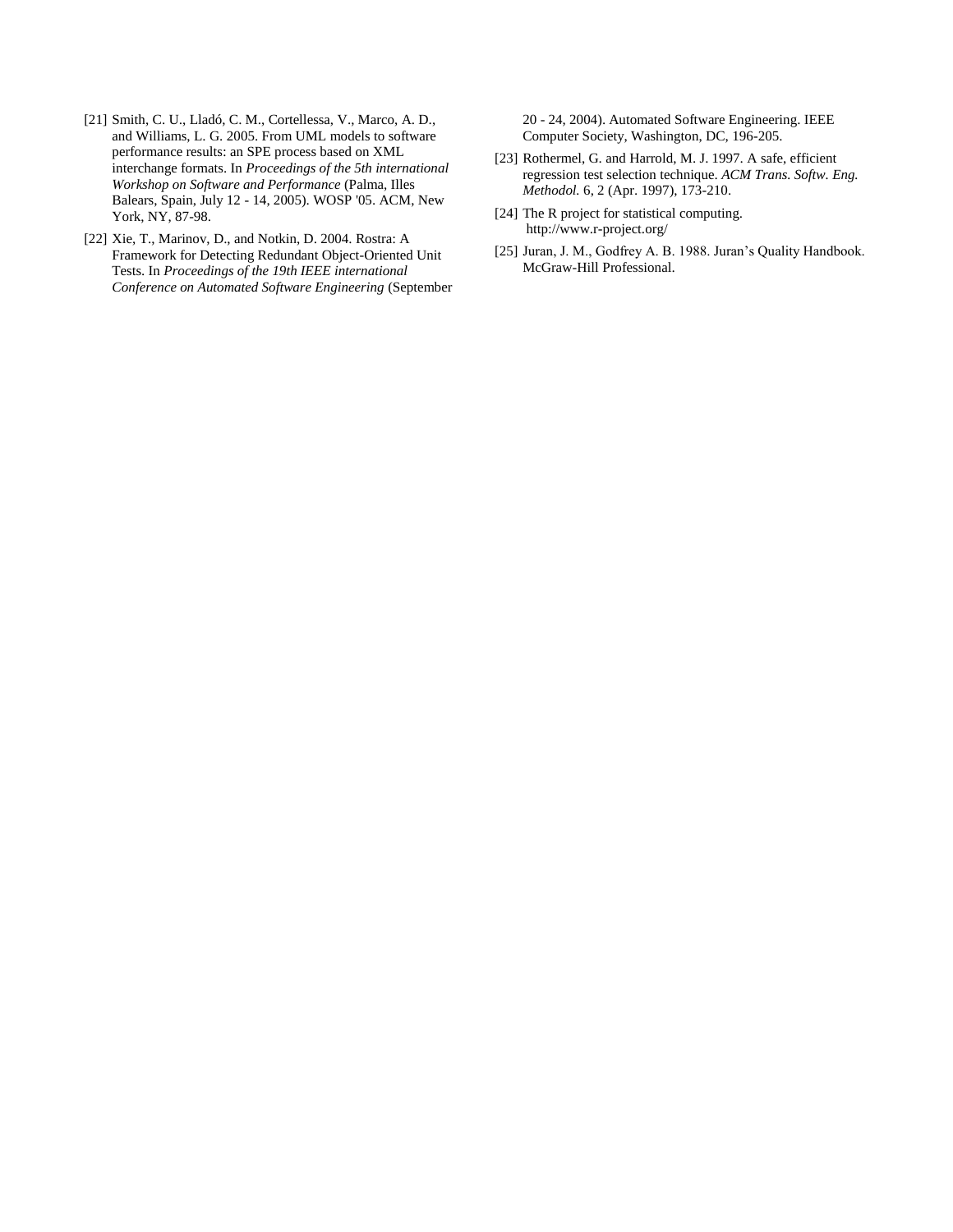[21] Smith, C. U., Lladó, C. M., Cortellessa, V., Marco, A. D., and Williams, L. G. 2005. From UML models to software performance results: an SPE process based on XML interchange formats. In *Proceedings of the 5th international Workshop on Software and Performance* (Palma, Illes Balears, Spain, July 12 - 14, 2005). WOSP '05. ACM, New York, NY, 87-98.

[22] Xie, T., Marinov, D., and Notkin, D. 2004. Rostra: A Framework for Detecting Redundant Object-Oriented Unit Tests. In *Proceedings of the 19th IEEE international Conference on Automated Software Engineering* (September 20 - 24, 2004). Automated Software Engineering. IEEE Computer Society, Washington, DC, 196-205.

[23] Rothermel, G. and Harrold, M. J. 1997. A safe, efficient regression test selection technique. *ACM Trans. Softw. Eng. Methodol.* 6, 2 (Apr. 1997), 173-210.

[24] The R project for statistical computing. http://www.r-project.org/

[25] Juran, J. M., Godfrey A. B. 1988. Juran's Quality Handbook. McGraw-Hill Professional.